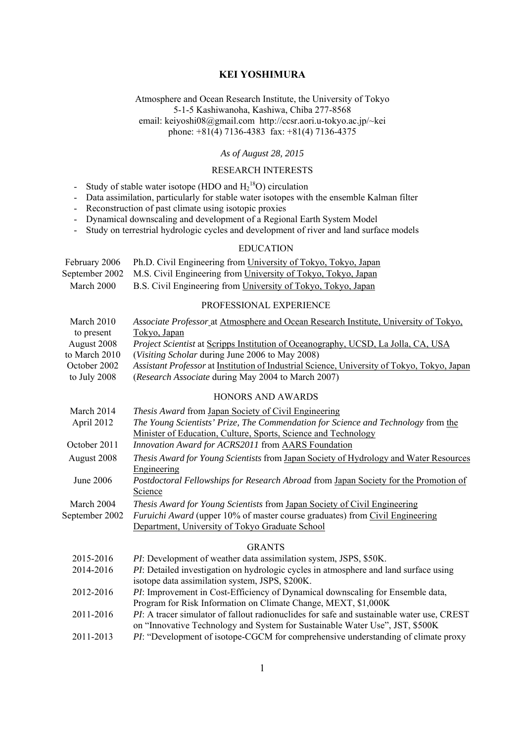# KEI YOSHIMURA

Atmosphere and Ocean Research Institute, the University of Tokyo
5-1-5 Kashiwanoha, Kashiwa, Chiba 277-8568
email: keiyoshi08@gmail.com http://ccsr.aori.u-tokyo.ac.jp/~kei
phone: +81(4) 7136-4383 fax: +81(4) 7136-4375

*As of August 28, 2015*

## RESEARCH INTERESTS

- Study of stable water isotope (HDO and $H_2{}^{18}O$) circulation
- Data assimilation, particularly for stable water isotopes with the ensemble Kalman filter
- Reconstruction of past climate using isotopic proxies
- Dynamical downscaling and development of a Regional Earth System Model
- Study on terrestrial hydrologic cycles and development of river and land surface models

## EDUCATION

| | |
|---|---|
| February 2006 | Ph.D. Civil Engineering from University of Tokyo, Tokyo, Japan |
| September 2002 | M.S. Civil Engineering from University of Tokyo, Tokyo, Japan |
| March 2000 | B.S. Civil Engineering from University of Tokyo, Tokyo, Japan |

## PROFESSIONAL EXPERIENCE

| | |
|---|---|
| March 2010 to present | *Associate Professor* at Atmosphere and Ocean Research Institute, University of Tokyo, Tokyo, Japan |
| August 2008 to March 2010 | *Project Scientist* at Scripps Institution of Oceanography, UCSD, La Jolla, CA, USA (*Visiting Scholar* during June 2006 to May 2008) |
| October 2002 to July 2008 | *Assistant Professor* at Institution of Industrial Science, University of Tokyo, Tokyo, Japan (*Research Associate* during May 2004 to March 2007) |

## HONORS AND AWARDS

| | |
|---|---|
| March 2014 | *Thesis Award* from Japan Society of Civil Engineering |
| April 2012 | *The Young Scientists' Prize, The Commendation for Science and Technology* from the Minister of Education, Culture, Sports, Science and Technology |
| October 2011 | *Innovation Award for ACRS2011* from AARS Foundation |
| August 2008 | *Thesis Award for Young Scientists* from Japan Society of Hydrology and Water Resources Engineering |
| June 2006 | *Postdoctoral Fellowships for Research Abroad* from Japan Society for the Promotion of Science |
| March 2004 | *Thesis Award for Young Scientists* from Japan Society of Civil Engineering |
| September 2002 | *Furuichi Award* (upper 10% of master course graduates) from Civil Engineering Department, University of Tokyo Graduate School |

## GRANTS

| | |
|---|---|
| 2015-2016 | *PI*: Development of weather data assimilation system, JSPS, \$50K. |
| 2014-2016 | *PI*: Detailed investigation on hydrologic cycles in atmosphere and land surface using isotope data assimilation system, JSPS, \$200K. |
| 2012-2016 | *PI*: Improvement in Cost-Efficiency of Dynamical downscaling for Ensemble data, Program for Risk Information on Climate Change, MEXT, \$1,000K |
| 2011-2016 | *PI*: A tracer simulator of fallout radionuclides for safe and sustainable water use, CREST on "Innovative Technology and System for Sustainable Water Use", JST, \$500K |
| 2011-2013 | *PI*: "Development of isotope-CGCM for comprehensive understanding of climate proxy |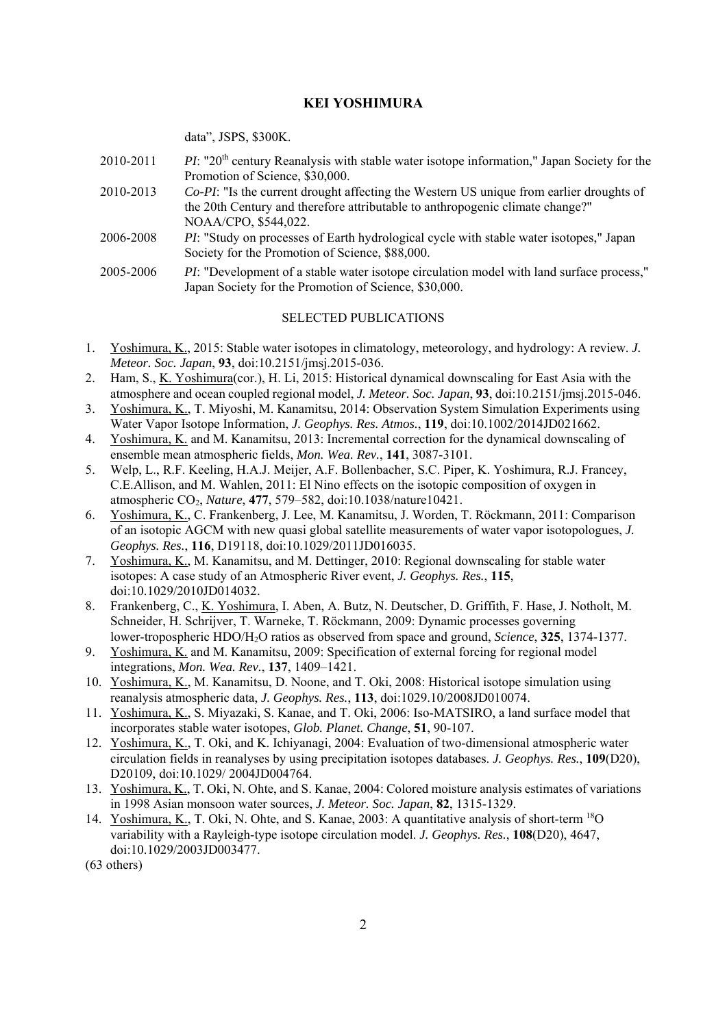data", JSPS, $300K.

| | |
|---|---|
| 2010-2011 | *PI*: "20th century Reanalysis with stable water isotope information," Japan Society for the Promotion of Science, $30,000. |
| 2010-2013 | *Co-PI*: "Is the current drought affecting the Western US unique from earlier droughts of the 20th Century and therefore attributable to anthropogenic climate change?" NOAA/CPO, $544,022. |
| 2006-2008 | *PI*: "Study on processes of Earth hydrological cycle with stable water isotopes," Japan Society for the Promotion of Science, $88,000. |
| 2005-2006 | *PI*: "Development of a stable water isotope circulation model with land surface process," Japan Society for the Promotion of Science, $30,000. |

## SELECTED PUBLICATIONS

1. Yoshimura, K., 2015: Stable water isotopes in climatology, meteorology, and hydrology: A review. *J. Meteor. Soc. Japan*, **93**, doi:10.2151/jmsj.2015-036.
2. Ham, S., K. Yoshimura(cor.), H. Li, 2015: Historical dynamical downscaling for East Asia with the atmosphere and ocean coupled regional model, *J. Meteor. Soc. Japan*, **93**, doi:10.2151/jmsj.2015-046.
3. Yoshimura, K., T. Miyoshi, M. Kanamitsu, 2014: Observation System Simulation Experiments using Water Vapor Isotope Information, *J. Geophys. Res. Atmos.*, **119**, doi:10.1002/2014JD021662.
4. Yoshimura, K. and M. Kanamitsu, 2013: Incremental correction for the dynamical downscaling of ensemble mean atmospheric fields, *Mon. Wea. Rev.*, **141**, 3087-3101.
5. Welp, L., R.F. Keeling, H.A.J. Meijer, A.F. Bollenbacher, S.C. Piper, K. Yoshimura, R.J. Francey, C.E.Allison, and M. Wahlen, 2011: El Nino effects on the isotopic composition of oxygen in atmospheric $CO_2$, *Nature*, **477**, 579–582, doi:10.1038/nature10421.
6. Yoshimura, K., C. Frankenberg, J. Lee, M. Kanamitsu, J. Worden, T. Röckmann, 2011: Comparison of an isotopic AGCM with new quasi global satellite measurements of water vapor isotopologues, *J. Geophys. Res.*, **116**, D19118, doi:10.1029/2011JD016035.
7. Yoshimura, K., M. Kanamitsu, and M. Dettinger, 2010: Regional downscaling for stable water isotopes: A case study of an Atmospheric River event, *J. Geophys. Res.*, **115**, doi:10.1029/2010JD014032.
8. Frankenberg, C., K. Yoshimura, I. Aben, A. Butz, N. Deutscher, D. Griffith, F. Hase, J. Notholt, M. Schneider, H. Schrijver, T. Warneke, T. Röckmann, 2009: Dynamic processes governing lower-tropospheric $HDO/H_2O$ ratios as observed from space and ground, *Science*, **325**, 1374-1377.
9. Yoshimura, K. and M. Kanamitsu, 2009: Specification of external forcing for regional model integrations, *Mon. Wea. Rev.*, **137**, 1409–1421.
10. Yoshimura, K., M. Kanamitsu, D. Noone, and T. Oki, 2008: Historical isotope simulation using reanalysis atmospheric data, *J. Geophys. Res.*, **113**, doi:1029.10/2008JD010074.
11. Yoshimura, K., S. Miyazaki, S. Kanae, and T. Oki, 2006: Iso-MATSIRO, a land surface model that incorporates stable water isotopes, *Glob. Planet. Change*, **51**, 90-107.
12. Yoshimura, K., T. Oki, and K. Ichiyanagi, 2004: Evaluation of two-dimensional atmospheric water circulation fields in reanalyses by using precipitation isotopes databases. *J. Geophys. Res.*, **109**(D20), D20109, doi:10.1029/ 2004JD004764.
13. Yoshimura, K., T. Oki, N. Ohte, and S. Kanae, 2004: Colored moisture analysis estimates of variations in 1998 Asian monsoon water sources, *J. Meteor. Soc. Japan*, **82**, 1315-1329.
14. Yoshimura, K., T. Oki, N. Ohte, and S. Kanae, 2003: A quantitative analysis of short-term $^{18}O$ variability with a Rayleigh-type isotope circulation model. *J. Geophys. Res.*, **108**(D20), 4647, doi:10.1029/2003JD003477.

(63 others)